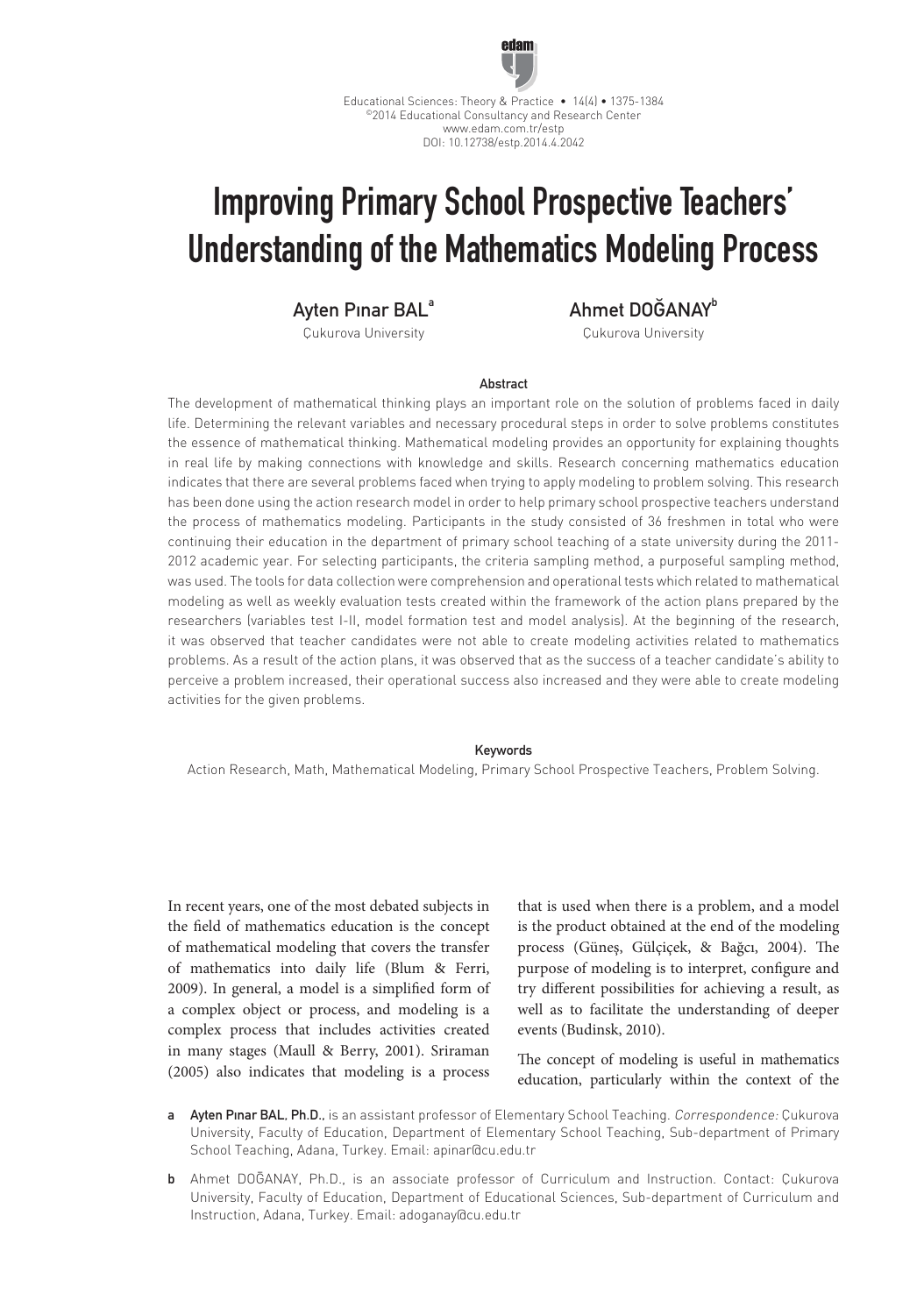# Improving Primary School Prospective Teachers' Understanding of the Mathematics Modeling Process

Ayten Pınar BAL[a]
Çukurova University

Ahmet DOĞANAY[b]
Çukurova University

## Abstract

The development of mathematical thinking plays an important role on the solution of problems faced in daily life. Determining the relevant variables and necessary procedural steps in order to solve problems constitutes the essence of mathematical thinking. Mathematical modeling provides an opportunity for explaining thoughts in real life by making connections with knowledge and skills. Research concerning mathematics education indicates that there are several problems faced when trying to apply modeling to problem solving. This research has been done using the action research model in order to help primary school prospective teachers understand the process of mathematics modeling. Participants in the study consisted of 36 freshmen in total who were continuing their education in the department of primary school teaching of a state university during the 2011-2012 academic year. For selecting participants, the criteria sampling method, a purposeful sampling method, was used. The tools for data collection were comprehension and operational tests which related to mathematical modeling as well as weekly evaluation tests created within the framework of the action plans prepared by the researchers (variables test I-II, model formation test and model analysis). At the beginning of the research, it was observed that teacher candidates were not able to create modeling activities related to mathematics problems. As a result of the action plans, it was observed that as the success of a teacher candidate's ability to perceive a problem increased, their operational success also increased and they were able to create modeling activities for the given problems.

**Keywords**

Action Research, Math, Mathematical Modeling, Primary School Prospective Teachers, Problem Solving.

In recent years, one of the most debated subjects in the field of mathematics education is the concept of mathematical modeling that covers the transfer of mathematics into daily life (Blum & Ferri, 2009). In general, a model is a simplified form of a complex object or process, and modeling is a complex process that includes activities created in many stages (Maull & Berry, 2001). Sriraman (2005) also indicates that modeling is a process that is used when there is a problem, and a model is the product obtained at the end of the modeling process (Güneş, Gülçiçek, & Bağcı, 2004). The purpose of modeling is to interpret, configure and try different possibilities for achieving a result, as well as to facilitate the understanding of deeper events (Budinsk, 2010).

The concept of modeling is useful in mathematics education, particularly within the context of the

a Ayten Pınar BAL, Ph.D., is an assistant professor of Elementary School Teaching. *Correspondence:* Çukurova University, Faculty of Education, Department of Elementary School Teaching, Sub-department of Primary School Teaching, Adana, Turkey. Email: apinar@cu.edu.tr

b Ahmet DOĞANAY, Ph.D., is an associate professor of Curriculum and Instruction. Contact: Çukurova University, Faculty of Education, Department of Educational Sciences, Sub-department of Curriculum and Instruction, Adana, Turkey. Email: adoganay@cu.edu.tr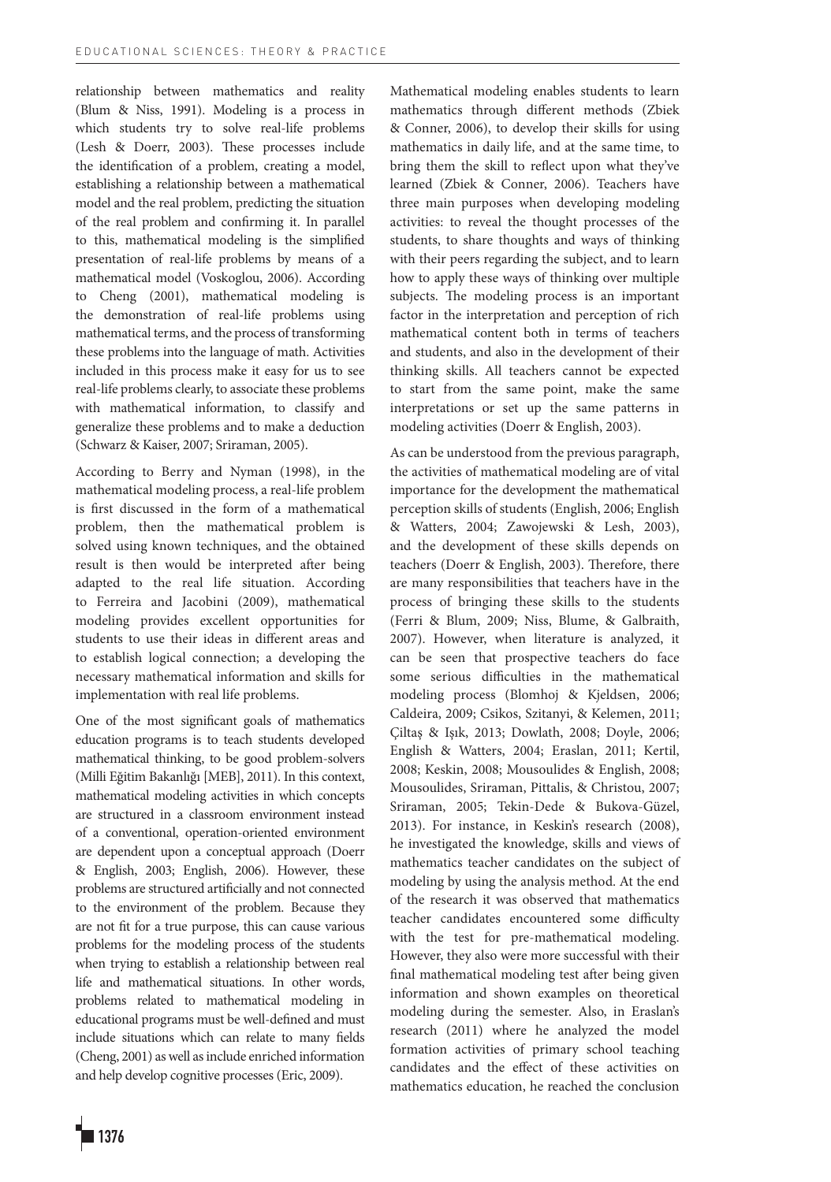relationship between mathematics and reality (Blum & Niss, 1991). Modeling is a process in which students try to solve real-life problems (Lesh & Doerr, 2003). These processes include the identification of a problem, creating a model, establishing a relationship between a mathematical model and the real problem, predicting the situation of the real problem and confirming it. In parallel to this, mathematical modeling is the simplified presentation of real-life problems by means of a mathematical model (Voskoglou, 2006). According to Cheng (2001), mathematical modeling is the demonstration of real-life problems using mathematical terms, and the process of transforming these problems into the language of math. Activities included in this process make it easy for us to see real-life problems clearly, to associate these problems with mathematical information, to classify and generalize these problems and to make a deduction (Schwarz & Kaiser, 2007; Sriraman, 2005).

According to Berry and Nyman (1998), in the mathematical modeling process, a real-life problem is first discussed in the form of a mathematical problem, then the mathematical problem is solved using known techniques, and the obtained result is then would be interpreted after being adapted to the real life situation. According to Ferreira and Jacobini (2009), mathematical modeling provides excellent opportunities for students to use their ideas in different areas and to establish logical connection; a developing the necessary mathematical information and skills for implementation with real life problems.

One of the most significant goals of mathematics education programs is to teach students developed mathematical thinking, to be good problem-solvers (Milli Eğitim Bakanlığı [MEB], 2011). In this context, mathematical modeling activities in which concepts are structured in a classroom environment instead of a conventional, operation-oriented environment are dependent upon a conceptual approach (Doerr & English, 2003; English, 2006). However, these problems are structured artificially and not connected to the environment of the problem. Because they are not fit for a true purpose, this can cause various problems for the modeling process of the students when trying to establish a relationship between real life and mathematical situations. In other words, problems related to mathematical modeling in educational programs must be well-defined and must include situations which can relate to many fields (Cheng, 2001) as well as include enriched information and help develop cognitive processes (Eric, 2009).

Mathematical modeling enables students to learn mathematics through different methods (Zbiek & Conner, 2006), to develop their skills for using mathematics in daily life, and at the same time, to bring them the skill to reflect upon what they've learned (Zbiek & Conner, 2006). Teachers have three main purposes when developing modeling activities: to reveal the thought processes of the students, to share thoughts and ways of thinking with their peers regarding the subject, and to learn how to apply these ways of thinking over multiple subjects. The modeling process is an important factor in the interpretation and perception of rich mathematical content both in terms of teachers and students, and also in the development of their thinking skills. All teachers cannot be expected to start from the same point, make the same interpretations or set up the same patterns in modeling activities (Doerr & English, 2003).

As can be understood from the previous paragraph, the activities of mathematical modeling are of vital importance for the development the mathematical perception skills of students (English, 2006; English & Watters, 2004; Zawojewski & Lesh, 2003), and the development of these skills depends on teachers (Doerr & English, 2003). Therefore, there are many responsibilities that teachers have in the process of bringing these skills to the students (Ferri & Blum, 2009; Niss, Blume, & Galbraith, 2007). However, when literature is analyzed, it can be seen that prospective teachers do face some serious difficulties in the mathematical modeling process (Blomhoj & Kjeldsen, 2006; Caldeira, 2009; Csikos, Szitanyi, & Kelemen, 2011; Çiltaş & Işık, 2013; Dowlath, 2008; Doyle, 2006; English & Watters, 2004; Eraslan, 2011; Kertil, 2008; Keskin, 2008; Mousoulides & English, 2008; Mousoulides, Sriraman, Pittalis, & Christou, 2007; Sriraman, 2005; Tekin-Dede & Bukova-Güzel, 2013). For instance, in Keskin's research (2008), he investigated the knowledge, skills and views of mathematics teacher candidates on the subject of modeling by using the analysis method. At the end of the research it was observed that mathematics teacher candidates encountered some difficulty with the test for pre-mathematical modeling. However, they also were more successful with their final mathematical modeling test after being given information and shown examples on theoretical modeling during the semester. Also, in Eraslan's research (2011) where he analyzed the model formation activities of primary school teaching candidates and the effect of these activities on mathematics education, he reached the conclusion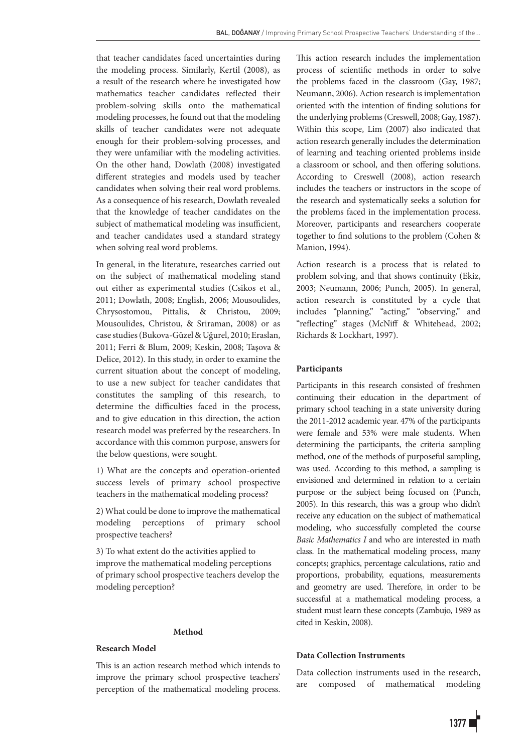that teacher candidates faced uncertainties during the modeling process. Similarly, Kertil (2008), as a result of the research where he investigated how mathematics teacher candidates reflected their problem-solving skills onto the mathematical modeling processes, he found out that the modeling skills of teacher candidates were not adequate enough for their problem-solving processes, and they were unfamiliar with the modeling activities. On the other hand, Dowlath (2008) investigated different strategies and models used by teacher candidates when solving their real word problems. As a consequence of his research, Dowlath revealed that the knowledge of teacher candidates on the subject of mathematical modeling was insufficient, and teacher candidates used a standard strategy when solving real word problems.

In general, in the literature, researches carried out on the subject of mathematical modeling stand out either as experimental studies (Csikos et al., 2011; Dowlath, 2008; English, 2006; Mousoulides, Chrysostomou, Pittalis, & Christou, 2009; Mousoulides, Christou, & Sriraman, 2008) or as case studies (Bukova-Güzel & Uğurel, 2010; Eraslan, 2011; Ferri & Blum, 2009; Keskin, 2008; Taşova & Delice, 2012). In this study, in order to examine the current situation about the concept of modeling, to use a new subject for teacher candidates that constitutes the sampling of this research, to determine the difficulties faced in the process, and to give education in this direction, the action research model was preferred by the researchers. In accordance with this common purpose, answers for the below questions, were sought.

1) What are the concepts and operation-oriented success levels of primary school prospective teachers in the mathematical modeling process?

2) What could be done to improve the mathematical modeling perceptions of primary school prospective teachers?

3) To what extent do the activities applied to improve the mathematical modeling perceptions of primary school prospective teachers develop the modeling perception?

## Method

### Research Model

This is an action research method which intends to improve the primary school prospective teachers' perception of the mathematical modeling process. This action research includes the implementation process of scientific methods in order to solve the problems faced in the classroom (Gay, 1987; Neumann, 2006). Action research is implementation oriented with the intention of finding solutions for the underlying problems (Creswell, 2008; Gay, 1987). Within this scope, Lim (2007) also indicated that action research generally includes the determination of learning and teaching oriented problems inside a classroom or school, and then offering solutions. According to Creswell (2008), action research includes the teachers or instructors in the scope of the research and systematically seeks a solution for the problems faced in the implementation process. Moreover, participants and researchers cooperate together to find solutions to the problem (Cohen & Manion, 1994).

Action research is a process that is related to problem solving, and that shows continuity (Ekiz, 2003; Neumann, 2006; Punch, 2005). In general, action research is constituted by a cycle that includes "planning," "acting," "observing," and "reflecting" stages (McNiff & Whitehead, 2002; Richards & Lockhart, 1997).

### Participants

Participants in this research consisted of freshmen continuing their education in the department of primary school teaching in a state university during the 2011-2012 academic year. 47% of the participants were female and 53% were male students. When determining the participants, the criteria sampling method, one of the methods of purposeful sampling, was used. According to this method, a sampling is envisioned and determined in relation to a certain purpose or the subject being focused on (Punch, 2005). In this research, this was a group who didn't receive any education on the subject of mathematical modeling, who successfully completed the course *Basic Mathematics I* and who are interested in math class. In the mathematical modeling process, many concepts; graphics, percentage calculations, ratio and proportions, probability, equations, measurements and geometry are used. Therefore, in order to be successful at a mathematical modeling process, a student must learn these concepts (Zambujo, 1989 as cited in Keskin, 2008).

### Data Collection Instruments

Data collection instruments used in the research, are composed of mathematical modeling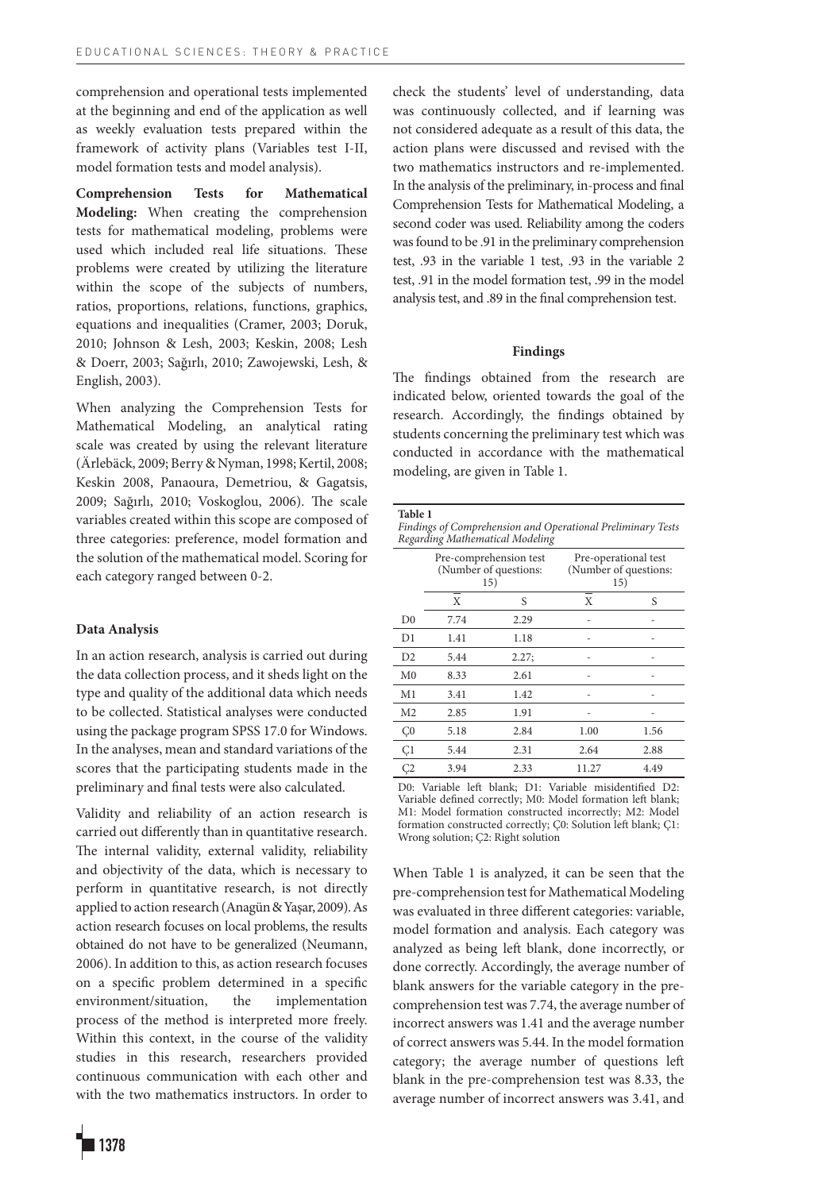comprehension and operational tests implemented at the beginning and end of the application as well as weekly evaluation tests prepared within the framework of activity plans (Variables test I-II, model formation tests and model analysis).

**Comprehension Tests for Mathematical Modeling:** When creating the comprehension tests for mathematical modeling, problems were used which included real life situations. These problems were created by utilizing the literature within the scope of the subjects of numbers, ratios, proportions, relations, functions, graphics, equations and inequalities (Cramer, 2003; Doruk, 2010; Johnson & Lesh, 2003; Keskin, 2008; Lesh & Doerr, 2003; Sağırlı, 2010; Zawojewski, Lesh, & English, 2003).

When analyzing the Comprehension Tests for Mathematical Modeling, an analytical rating scale was created by using the relevant literature (Ärlebäck, 2009; Berry & Nyman, 1998; Kertil, 2008; Keskin 2008, Panaoura, Demetriou, & Gagatsis, 2009; Sağırlı, 2010; Voskoglou, 2006). The scale variables created within this scope are composed of three categories: preference, model formation and the solution of the mathematical model. Scoring for each category ranged between 0-2.

### Data Analysis

In an action research, analysis is carried out during the data collection process, and it sheds light on the type and quality of the additional data which needs to be collected. Statistical analyses were conducted using the package program SPSS 17.0 for Windows. In the analyses, mean and standard variations of the scores that the participating students made in the preliminary and final tests were also calculated.

Validity and reliability of an action research is carried out differently than in quantitative research. The internal validity, external validity, reliability and objectivity of the data, which is necessary to perform in quantitative research, is not directly applied to action research (Anagün & Yaşar, 2009). As action research focuses on local problems, the results obtained do not have to be generalized (Neumann, 2006). In addition to this, as action research focuses on a specific problem determined in a specific environment/situation, the implementation process of the method is interpreted more freely. Within this context, in the course of the validity studies in this research, researchers provided continuous communication with each other and with the two mathematics instructors. In order to check the students' level of understanding, data was continuously collected, and if learning was not considered adequate as a result of this data, the action plans were discussed and revised with the two mathematics instructors and re-implemented. In the analysis of the preliminary, in-process and final Comprehension Tests for Mathematical Modeling, a second coder was used. Reliability among the coders was found to be .91 in the preliminary comprehension test, .93 in the variable 1 test, .93 in the variable 2 test, .91 in the model formation test, .99 in the model analysis test, and .89 in the final comprehension test.

## Findings

The findings obtained from the research are indicated below, oriented towards the goal of the research. Accordingly, the findings obtained by students concerning the preliminary test which was conducted in accordance with the mathematical modeling, are given in Table 1.

**Table 1**
*Findings of Comprehension and Operational Preliminary Tests Regarding Mathematical Modeling*

| | Pre-comprehension test (Number of questions: 15) | | Pre-operational test (Number of questions: 15) | |
|---|---|---|---|---|
| | $\overline{X}$ | S | $\overline{X}$ | S |
| D0 | 7.74 | 2.29 | - | - |
| D1 | 1.41 | 1.18 | - | - |
| D2 | 5.44 | 2.27; | - | - |
| M0 | 8.33 | 2.61 | - | - |
| M1 | 3.41 | 1.42 | - | - |
| M2 | 2.85 | 1.91 | - | - |
| Ç0 | 5.18 | 2.84 | 1.00 | 1.56 |
| Ç1 | 5.44 | 2.31 | 2.64 | 2.88 |
| Ç2 | 3.94 | 2.33 | 11.27 | 4.49 |

D0: Variable left blank; D1: Variable misidentified D2: Variable defined correctly; M0: Model formation left blank; M1: Model formation constructed incorrectly; M2: Model formation constructed correctly; Ç0: Solution left blank; Ç1: Wrong solution; Ç2: Right solution

When Table 1 is analyzed, it can be seen that the pre-comprehension test for Mathematical Modeling was evaluated in three different categories: variable, model formation and analysis. Each category was analyzed as being left blank, done incorrectly, or done correctly. Accordingly, the average number of blank answers for the variable category in the pre-comprehension test was 7.74, the average number of incorrect answers was 1.41 and the average number of correct answers was 5.44. In the model formation category; the average number of questions left blank in the pre-comprehension test was 8.33, the average number of incorrect answers was 3.41, and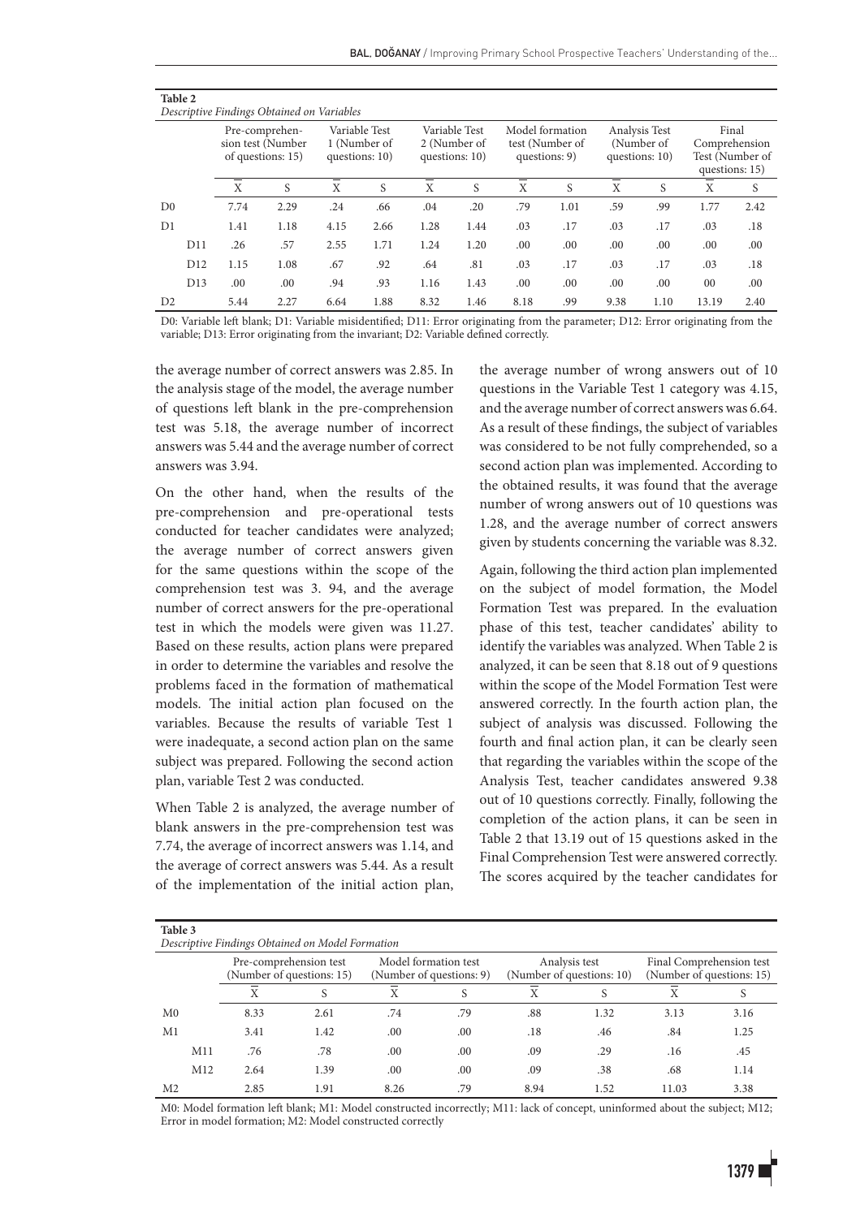**Table 2**
*Descriptive Findings Obtained on Variables*

| | | Pre-comprehension test (Number of questions: 15) | | Variable Test 1 (Number of questions: 10) | | Variable Test 2 (Number of questions: 10) | | Model formation test (Number of questions: 9) | | Analysis Test (Number of questions: 10) | | Final Comprehension Test (Number of questions: 15) | |
|---|---|---|---|---|---|---|---|---|---|---|---|---|---|
| | | $\overline{X}$ | S | $\overline{X}$ | S | $\overline{X}$ | S | $\overline{X}$ | S | $\overline{X}$ | S | $\overline{X}$ | S |
| D0 | | 7.74 | 2.29 | .24 | .66 | .04 | .20 | .79 | 1.01 | .59 | .99 | 1.77 | 2.42 |
| D1 | | 1.41 | 1.18 | 4.15 | 2.66 | 1.28 | 1.44 | .03 | .17 | .03 | .17 | .03 | .18 |
| | D11 | .26 | .57 | 2.55 | 1.71 | 1.24 | 1.20 | .00 | .00 | .00 | .00 | .00 | .00 |
| | D12 | 1.15 | 1.08 | .67 | .92 | .64 | .81 | .03 | .17 | .03 | .17 | .03 | .18 |
| | D13 | .00 | .00 | .94 | .93 | 1.16 | 1.43 | .00 | .00 | .00 | .00 | 00 | .00 |
| D2 | | 5.44 | 2.27 | 6.64 | 1.88 | 8.32 | 1.46 | 8.18 | .99 | 9.38 | 1.10 | 13.19 | 2.40 |

D0: Variable left blank; D1: Variable misidentified; D11: Error originating from the parameter; D12: Error originating from the variable; D13: Error originating from the invariant; D2: Variable defined correctly.

the average number of correct answers was 2.85. In the analysis stage of the model, the average number of questions left blank in the pre-comprehension test was 5.18, the average number of incorrect answers was 5.44 and the average number of correct answers was 3.94.

On the other hand, when the results of the pre-comprehension and pre-operational tests conducted for teacher candidates were analyzed; the average number of correct answers given for the same questions within the scope of the comprehension test was 3. 94, and the average number of correct answers for the pre-operational test in which the models were given was 11.27. Based on these results, action plans were prepared in order to determine the variables and resolve the problems faced in the formation of mathematical models. The initial action plan focused on the variables. Because the results of variable Test 1 were inadequate, a second action plan on the same subject was prepared. Following the second action plan, variable Test 2 was conducted.

When Table 2 is analyzed, the average number of blank answers in the pre-comprehension test was 7.74, the average of incorrect answers was 1.14, and the average of correct answers was 5.44. As a result of the implementation of the initial action plan, the average number of wrong answers out of 10 questions in the Variable Test 1 category was 4.15, and the average number of correct answers was 6.64. As a result of these findings, the subject of variables was considered to be not fully comprehended, so a second action plan was implemented. According to the obtained results, it was found that the average number of wrong answers out of 10 questions was 1.28, and the average number of correct answers given by students concerning the variable was 8.32.

Again, following the third action plan implemented on the subject of model formation, the Model Formation Test was prepared. In the evaluation phase of this test, teacher candidates' ability to identify the variables was analyzed. When Table 2 is analyzed, it can be seen that 8.18 out of 9 questions within the scope of the Model Formation Test were answered correctly. In the fourth action plan, the subject of analysis was discussed. Following the fourth and final action plan, it can be clearly seen that regarding the variables within the scope of the Analysis Test, teacher candidates answered 9.38 out of 10 questions correctly. Finally, following the completion of the action plans, it can be seen in Table 2 that 13.19 out of 15 questions asked in the Final Comprehension Test were answered correctly. The scores acquired by the teacher candidates for

**Table 3**
*Descriptive Findings Obtained on Model Formation*

| | | Pre-comprehension test (Number of questions: 15) | | Model formation test (Number of questions: 9) | | Analysis test (Number of questions: 10) | | Final Comprehension test (Number of questions: 15) | |
|---|---|---|---|---|---|---|---|---|---|
| | | $\overline{X}$ | S | $\overline{X}$ | S | $\overline{X}$ | S | $\overline{X}$ | S |
| M0 | | 8.33 | 2.61 | .74 | .79 | .88 | 1.32 | 3.13 | 3.16 |
| M1 | | 3.41 | 1.42 | .00 | .00 | .18 | .46 | .84 | 1.25 |
| | M11 | .76 | .78 | .00 | .00 | .09 | .29 | .16 | .45 |
| | M12 | 2.64 | 1.39 | .00 | .00 | .09 | .38 | .68 | 1.14 |
| M2 | | 2.85 | 1.91 | 8.26 | .79 | 8.94 | 1.52 | 11.03 | 3.38 |

M0: Model formation left blank; M1: Model constructed incorrectly; M11: lack of concept, uninformed about the subject; M12; Error in model formation; M2: Model constructed correctly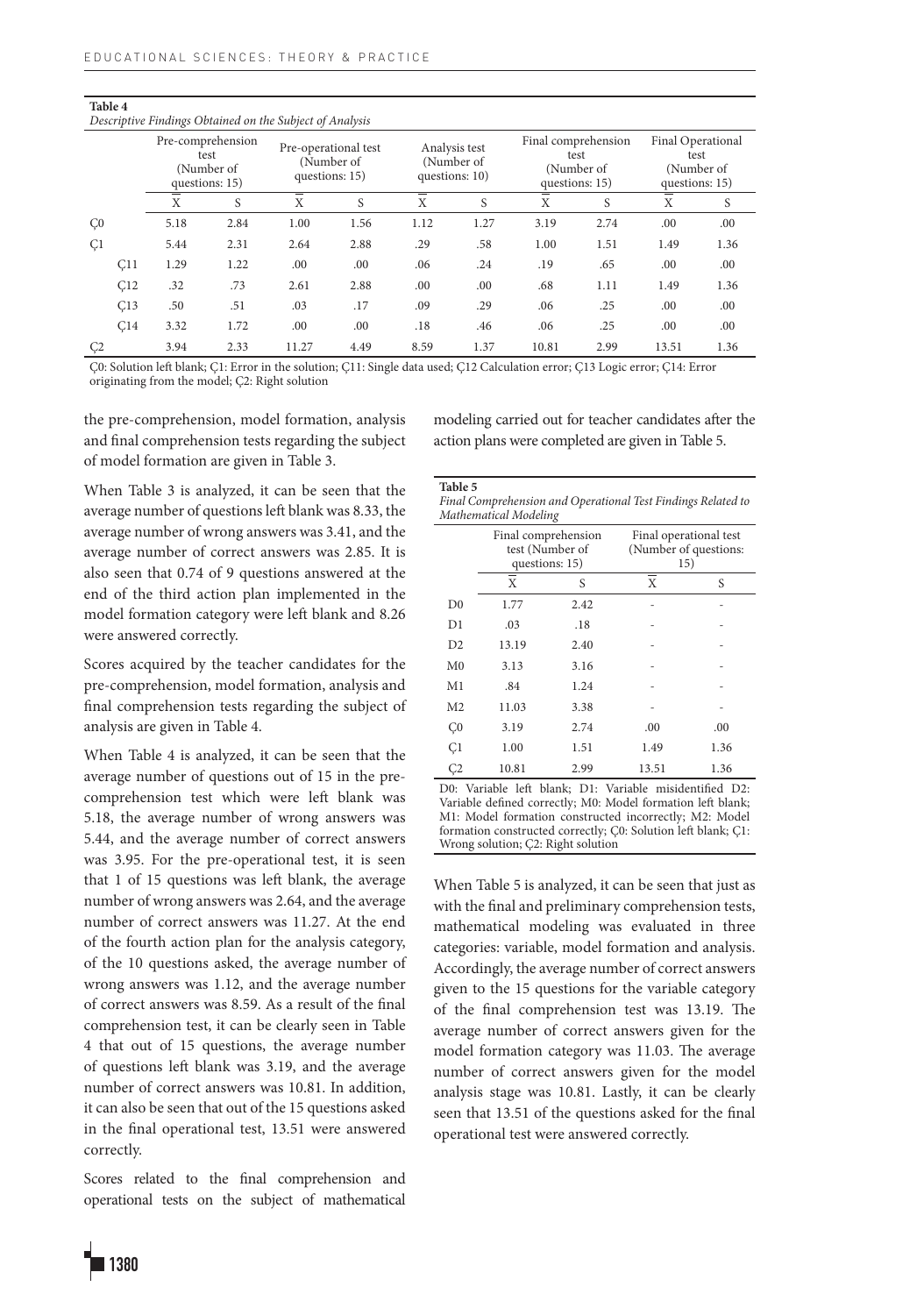**Table 4**
*Descriptive Findings Obtained on the Subject of Analysis*

| | Pre-comprehension test (Number of questions: 15) | | Pre-operational test (Number of questions: 15) | | Analysis test (Number of questions: 10) | | Final comprehension test (Number of questions: 15) | | Final Operational test (Number of questions: 15) | |
|---|---|---|---|---|---|---|---|---|---|---|
| | $\overline{X}$ | S | $\overline{X}$ | S | $\overline{X}$ | S | $\overline{X}$ | S | $\overline{X}$ | S |
| Ç0 | 5.18 | 2.84 | 1.00 | 1.56 | 1.12 | 1.27 | 3.19 | 2.74 | .00 | .00 |
| Ç1 | 5.44 | 2.31 | 2.64 | 2.88 | .29 | .58 | 1.00 | 1.51 | 1.49 | 1.36 |
| Ç11 | 1.29 | 1.22 | .00 | .00 | .06 | .24 | .19 | .65 | .00 | .00 |
| Ç12 | .32 | .73 | 2.61 | 2.88 | .00 | .00 | .68 | 1.11 | 1.49 | 1.36 |
| Ç13 | .50 | .51 | .03 | .17 | .09 | .29 | .06 | .25 | .00 | .00 |
| Ç14 | 3.32 | 1.72 | .00 | .00 | .18 | .46 | .06 | .25 | .00 | .00 |
| Ç2 | 3.94 | 2.33 | 11.27 | 4.49 | 8.59 | 1.37 | 10.81 | 2.99 | 13.51 | 1.36 |

Ç0: Solution left blank; Ç1: Error in the solution; Ç11: Single data used; Ç12 Calculation error; Ç13 Logic error; Ç14: Error originating from the model; Ç2: Right solution

the pre-comprehension, model formation, analysis and final comprehension tests regarding the subject of model formation are given in Table 3.

When Table 3 is analyzed, it can be seen that the average number of questions left blank was 8.33, the average number of wrong answers was 3.41, and the average number of correct answers was 2.85. It is also seen that 0.74 of 9 questions answered at the end of the third action plan implemented in the model formation category were left blank and 8.26 were answered correctly.

Scores acquired by the teacher candidates for the pre-comprehension, model formation, analysis and final comprehension tests regarding the subject of analysis are given in Table 4.

When Table 4 is analyzed, it can be seen that the average number of questions out of 15 in the pre-comprehension test which were left blank was 5.18, the average number of wrong answers was 5.44, and the average number of correct answers was 3.95. For the pre-operational test, it is seen that 1 of 15 questions was left blank, the average number of wrong answers was 2.64, and the average number of correct answers was 11.27. At the end of the fourth action plan for the analysis category, of the 10 questions asked, the average number of wrong answers was 1.12, and the average number of correct answers was 8.59. As a result of the final comprehension test, it can be clearly seen in Table 4 that out of 15 questions, the average number of questions left blank was 3.19, and the average number of correct answers was 10.81. In addition, it can also be seen that out of the 15 questions asked in the final operational test, 13.51 were answered correctly.

Scores related to the final comprehension and operational tests on the subject of mathematical modeling carried out for teacher candidates after the action plans were completed are given in Table 5.

**Table 5**
*Final Comprehension and Operational Test Findings Related to Mathematical Modeling*

| | Final comprehension test (Number of questions: 15) | | Final operational test (Number of questions: 15) | |
|---|---|---|---|---|
| | $\overline{X}$ | S | $\overline{X}$ | S |
| D0 | 1.77 | 2.42 | - | - |
| D1 | .03 | .18 | - | - |
| D2 | 13.19 | 2.40 | - | - |
| M0 | 3.13 | 3.16 | - | - |
| M1 | .84 | 1.24 | - | - |
| M2 | 11.03 | 3.38 | - | - |
| Ç0 | 3.19 | 2.74 | .00 | .00 |
| Ç1 | 1.00 | 1.51 | 1.49 | 1.36 |
| Ç2 | 10.81 | 2.99 | 13.51 | 1.36 |

D0: Variable left blank; D1: Variable misidentified D2: Variable defined correctly; M0: Model formation left blank; M1: Model formation constructed incorrectly; M2: Model formation constructed correctly; Ç0: Solution left blank; Ç1: Wrong solution; Ç2: Right solution

When Table 5 is analyzed, it can be seen that just as with the final and preliminary comprehension tests, mathematical modeling was evaluated in three categories: variable, model formation and analysis. Accordingly, the average number of correct answers given to the 15 questions for the variable category of the final comprehension test was 13.19. The average number of correct answers given for the model formation category was 11.03. The average number of correct answers given for the model analysis stage was 10.81. Lastly, it can be clearly seen that 13.51 of the questions asked for the final operational test were answered correctly.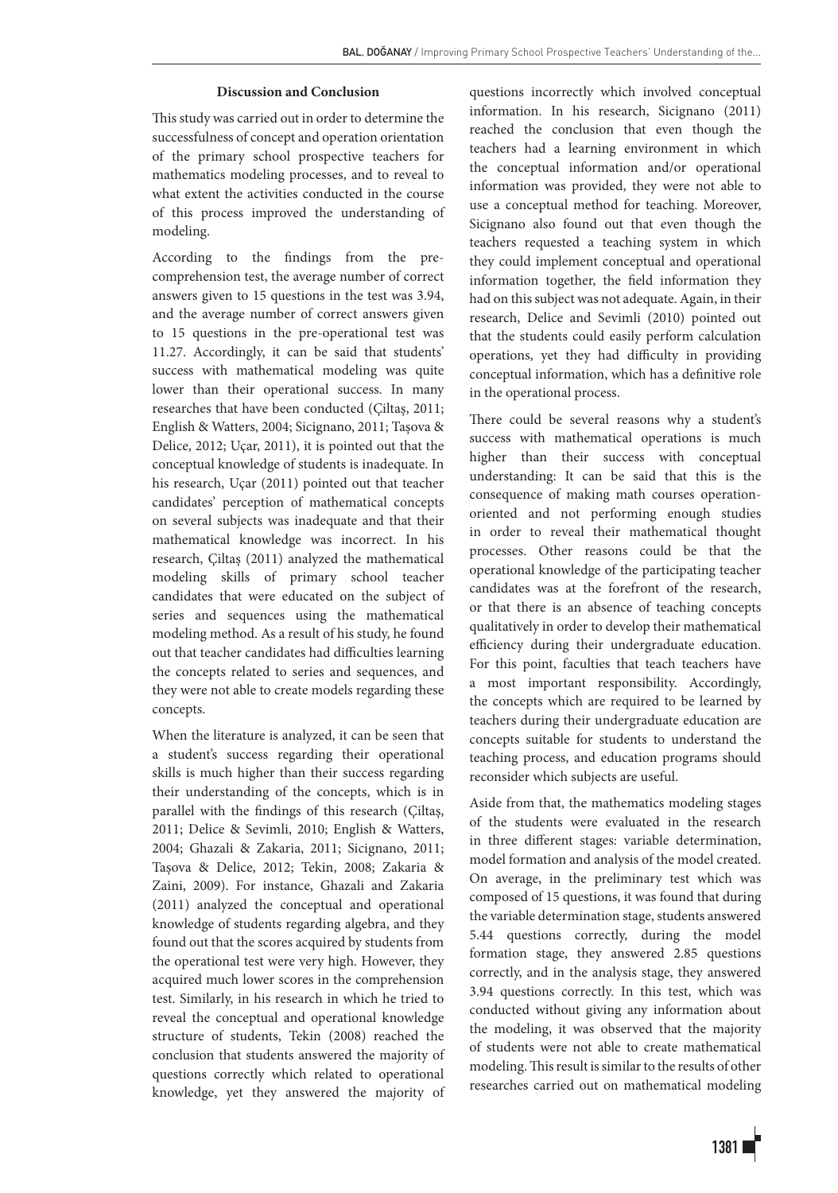## Discussion and Conclusion

This study was carried out in order to determine the successfulness of concept and operation orientation of the primary school prospective teachers for mathematics modeling processes, and to reveal to what extent the activities conducted in the course of this process improved the understanding of modeling.

According to the findings from the pre-comprehension test, the average number of correct answers given to 15 questions in the test was 3.94, and the average number of correct answers given to 15 questions in the pre-operational test was 11.27. Accordingly, it can be said that students' success with mathematical modeling was quite lower than their operational success. In many researches that have been conducted (Çiltaş, 2011; English & Watters, 2004; Sicignano, 2011; Taşova & Delice, 2012; Uçar, 2011), it is pointed out that the conceptual knowledge of students is inadequate. In his research, Uçar (2011) pointed out that teacher candidates' perception of mathematical concepts on several subjects was inadequate and that their mathematical knowledge was incorrect. In his research, Çiltaş (2011) analyzed the mathematical modeling skills of primary school teacher candidates that were educated on the subject of series and sequences using the mathematical modeling method. As a result of his study, he found out that teacher candidates had difficulties learning the concepts related to series and sequences, and they were not able to create models regarding these concepts.

When the literature is analyzed, it can be seen that a student's success regarding their operational skills is much higher than their success regarding their understanding of the concepts, which is in parallel with the findings of this research (Çiltaş, 2011; Delice & Sevimli, 2010; English & Watters, 2004; Ghazali & Zakaria, 2011; Sicignano, 2011; Taşova & Delice, 2012; Tekin, 2008; Zakaria & Zaini, 2009). For instance, Ghazali and Zakaria (2011) analyzed the conceptual and operational knowledge of students regarding algebra, and they found out that the scores acquired by students from the operational test were very high. However, they acquired much lower scores in the comprehension test. Similarly, in his research in which he tried to reveal the conceptual and operational knowledge structure of students, Tekin (2008) reached the conclusion that students answered the majority of questions correctly which related to operational knowledge, yet they answered the majority of questions incorrectly which involved conceptual information. In his research, Sicignano (2011) reached the conclusion that even though the teachers had a learning environment in which the conceptual information and/or operational information was provided, they were not able to use a conceptual method for teaching. Moreover, Sicignano also found out that even though the teachers requested a teaching system in which they could implement conceptual and operational information together, the field information they had on this subject was not adequate. Again, in their research, Delice and Sevimli (2010) pointed out that the students could easily perform calculation operations, yet they had difficulty in providing conceptual information, which has a definitive role in the operational process.

There could be several reasons why a student's success with mathematical operations is much higher than their success with conceptual understanding: It can be said that this is the consequence of making math courses operation-oriented and not performing enough studies in order to reveal their mathematical thought processes. Other reasons could be that the operational knowledge of the participating teacher candidates was at the forefront of the research, or that there is an absence of teaching concepts qualitatively in order to develop their mathematical efficiency during their undergraduate education. For this point, faculties that teach teachers have a most important responsibility. Accordingly, the concepts which are required to be learned by teachers during their undergraduate education are concepts suitable for students to understand the teaching process, and education programs should reconsider which subjects are useful.

Aside from that, the mathematics modeling stages of the students were evaluated in the research in three different stages: variable determination, model formation and analysis of the model created. On average, in the preliminary test which was composed of 15 questions, it was found that during the variable determination stage, students answered 5.44 questions correctly, during the model formation stage, they answered 2.85 questions correctly, and in the analysis stage, they answered 3.94 questions correctly. In this test, which was conducted without giving any information about the modeling, it was observed that the majority of students were not able to create mathematical modeling. This result is similar to the results of other researches carried out on mathematical modeling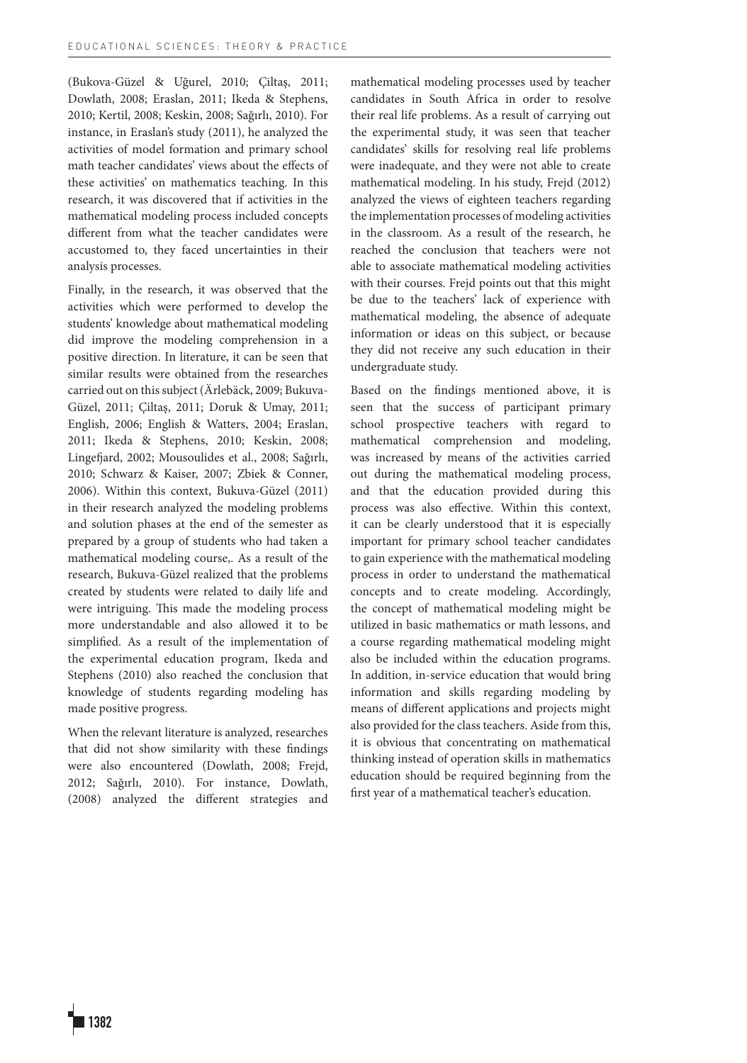(Bukova-Güzel & Uğurel, 2010; Çiltaş, 2011; Dowlath, 2008; Eraslan, 2011; Ikeda & Stephens, 2010; Kertil, 2008; Keskin, 2008; Sağırlı, 2010). For instance, in Eraslan's study (2011), he analyzed the activities of model formation and primary school math teacher candidates' views about the effects of these activities' on mathematics teaching. In this research, it was discovered that if activities in the mathematical modeling process included concepts different from what the teacher candidates were accustomed to, they faced uncertainties in their analysis processes.

Finally, in the research, it was observed that the activities which were performed to develop the students' knowledge about mathematical modeling did improve the modeling comprehension in a positive direction. In literature, it can be seen that similar results were obtained from the researches carried out on this subject (Ärlebäck, 2009; Bukuva-Güzel, 2011; Çiltaş, 2011; Doruk & Umay, 2011; English, 2006; English & Watters, 2004; Eraslan, 2011; Ikeda & Stephens, 2010; Keskin, 2008; Lingefjard, 2002; Mousoulides et al., 2008; Sağırlı, 2010; Schwarz & Kaiser, 2007; Zbiek & Conner, 2006). Within this context, Bukuva-Güzel (2011) in their research analyzed the modeling problems and solution phases at the end of the semester as prepared by a group of students who had taken a mathematical modeling course,. As a result of the research, Bukuva-Güzel realized that the problems created by students were related to daily life and were intriguing. This made the modeling process more understandable and also allowed it to be simplified. As a result of the implementation of the experimental education program, Ikeda and Stephens (2010) also reached the conclusion that knowledge of students regarding modeling has made positive progress.

When the relevant literature is analyzed, researches that did not show similarity with these findings were also encountered (Dowlath, 2008; Frejd, 2012; Sağırlı, 2010). For instance, Dowlath, (2008) analyzed the different strategies and mathematical modeling processes used by teacher candidates in South Africa in order to resolve their real life problems. As a result of carrying out the experimental study, it was seen that teacher candidates' skills for resolving real life problems were inadequate, and they were not able to create mathematical modeling. In his study, Frejd (2012) analyzed the views of eighteen teachers regarding the implementation processes of modeling activities in the classroom. As a result of the research, he reached the conclusion that teachers were not able to associate mathematical modeling activities with their courses. Frejd points out that this might be due to the teachers' lack of experience with mathematical modeling, the absence of adequate information or ideas on this subject, or because they did not receive any such education in their undergraduate study.

Based on the findings mentioned above, it is seen that the success of participant primary school prospective teachers with regard to mathematical comprehension and modeling, was increased by means of the activities carried out during the mathematical modeling process, and that the education provided during this process was also effective. Within this context, it can be clearly understood that it is especially important for primary school teacher candidates to gain experience with the mathematical modeling process in order to understand the mathematical concepts and to create modeling. Accordingly, the concept of mathematical modeling might be utilized in basic mathematics or math lessons, and a course regarding mathematical modeling might also be included within the education programs. In addition, in-service education that would bring information and skills regarding modeling by means of different applications and projects might also provided for the class teachers. Aside from this, it is obvious that concentrating on mathematical thinking instead of operation skills in mathematics education should be required beginning from the first year of a mathematical teacher's education.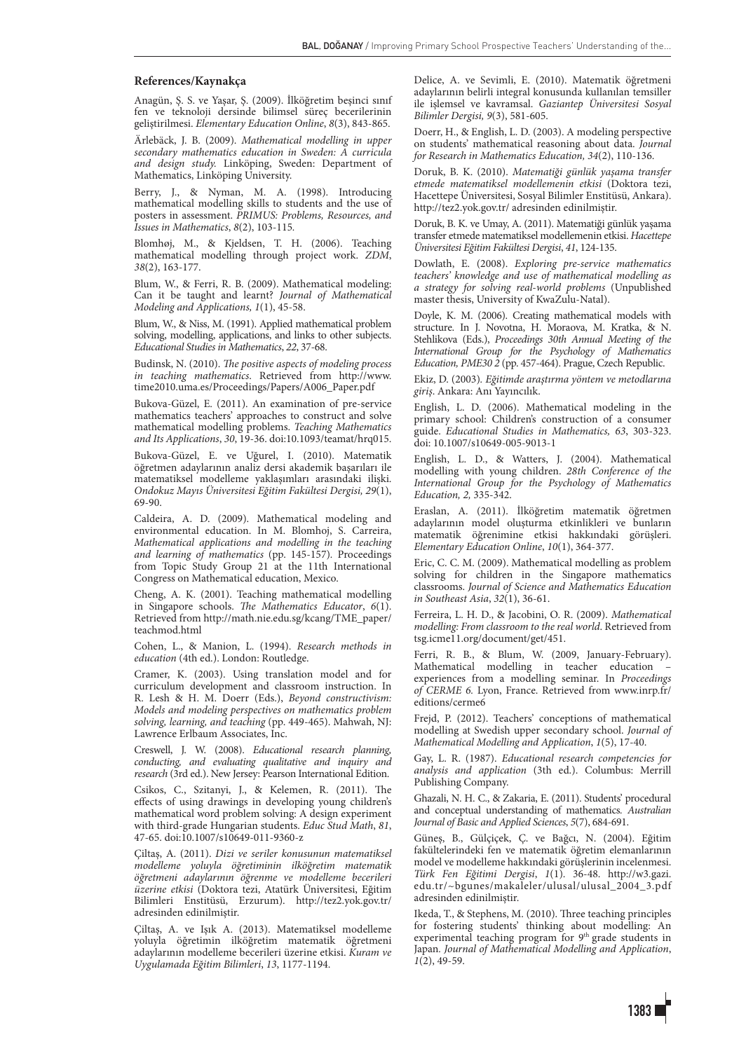## References/Kaynakça

Anagün, Ş. S. ve Yaşar, Ş. (2009). İlköğretim beşinci sınıf fen ve teknoloji dersinde bilimsel süreç becerilerinin geliştirilmesi. *Elementary Education Online*, *8*(3), 843-865.

Ärlebäck, J. B. (2009). *Mathematical modelling in upper secondary mathematics education in Sweden: A curricula and design study.* Linköping, Sweden: Department of Mathematics, Linköping University.

Berry, J., & Nyman, M. A. (1998). Introducing mathematical modelling skills to students and the use of posters in assessment. *PRIMUS: Problems, Resources, and Issues in Mathematics*, *8*(2), 103-115.

Blomhøj, M., & Kjeldsen, T. H. (2006). Teaching mathematical modelling through project work. *ZDM*, *38*(2), 163-177.

Blum, W., & Ferri, R. B. (2009). Mathematical modeling: Can it be taught and learnt? *Journal of Mathematical Modeling and Applications, 1*(1), 45-58.

Blum, W., & Niss, M. (1991). Applied mathematical problem solving, modelling, applications, and links to other subjects. *Educational Studies in Mathematics*, *22*, 37-68.

Budinsk, N. (2010). *The positive aspects of modeling process in teaching mathematics*. Retrieved from http://www.time2010.uma.es/Proceedings/Papers/A006_Paper.pdf

Bukova-Güzel, E. (2011). An examination of pre-service mathematics teachers' approaches to construct and solve mathematical modelling problems. *Teaching Mathematics and Its Applications*, *30*, 19-36. doi:10.1093/teamat/hrq015.

Bukova-Güzel, E. ve Uğurel, I. (2010). Matematik öğretmen adaylarının analiz dersi akademik başarıları ile matematiksel modelleme yaklaşımları arasındaki ilişki. *Ondokuz Mayıs Üniversitesi Eğitim Fakültesi Dergisi, 29*(1), 69-90.

Caldeira, A. D. (2009). Mathematical modeling and environmental education. In M. Blomhoj, S. Carreira, *Mathematical applications and modelling in the teaching and learning of mathematics* (pp. 145-157). Proceedings from Topic Study Group 21 at the 11th International Congress on Mathematical education, Mexico.

Cheng, A. K. (2001). Teaching mathematical modelling in Singapore schools. *The Mathematics Educator*, *6*(1). Retrieved from http://math.nie.edu.sg/kcang/TME_paper/teachmod.html

Cohen, L., & Manion, L. (1994). *Research methods in education* (4th ed.). London: Routledge.

Cramer, K. (2003). Using translation model and for curriculum development and classroom instruction. In R. Lesh & H. M. Doerr (Eds.), *Beyond constructivism: Models and modeling perspectives on mathematics problem solving, learning, and teaching* (pp. 449-465). Mahwah, NJ: Lawrence Erlbaum Associates, Inc.

Creswell, J. W. (2008). *Educational research planning, conducting, and evaluating qualitative and inquiry and research* (3rd ed.). New Jersey: Pearson International Edition.

Csikos, C., Szitanyi, J., & Kelemen, R. (2011). The effects of using drawings in developing young children's mathematical word problem solving: A design experiment with third-grade Hungarian students. *Educ Stud Math*, *81*, 47-65. doi:10.1007/s10649-011-9360-z

Çiltaş, A. (2011). *Dizi ve seriler konusunun matematiksel modelleme yoluyla öğretiminin ilköğretim matematik öğretmeni adaylarının öğrenme ve modelleme becerileri üzerine etkisi* (Doktora tezi, Atatürk Üniversitesi, Eğitim Bilimleri Enstitüsü, Erzurum). http://tez2.yok.gov.tr/ adresinden edinilmiştir.

Çiltaş, A. ve Işık A. (2013). Matematiksel modelleme yoluyla öğretimin ilköğretim matematik öğretmeni adaylarının modelleme becerileri üzerine etkisi. *Kuram ve Uygulamada Eğitim Bilimleri*, *13*, 1177-1194.

Delice, A. ve Sevimli, E. (2010). Matematik öğretmeni adaylarının belirli integral konusunda kullanılan temsiller ile işlemsel ve kavramsal. *Gaziantep Üniversitesi Sosyal Bilimler Dergisi, 9*(3), 581-605.

Doerr, H., & English, L. D. (2003). A modeling perspective on students' mathematical reasoning about data. *Journal for Research in Mathematics Education, 34*(2), 110-136.

Doruk, B. K. (2010). *Matematiği günlük yaşama transfer etmede matematiksel modellemenin etkisi* (Doktora tezi, Hacettepe Üniversitesi, Sosyal Bilimler Enstitüsü, Ankara). http://tez2.yok.gov.tr/ adresinden edinilmiştir.

Doruk, B. K. ve Umay, A. (2011). Matematiği günlük yaşama transfer etmede matematiksel modellemenin etkisi. *Hacettepe Üniversitesi Eğitim Fakültesi Dergisi*, *41*, 124-135.

Dowlath, E. (2008). *Exploring pre-service mathematics teachers' knowledge and use of mathematical modelling as a strategy for solving real-world problems* (Unpublished master thesis, University of KwaZulu-Natal).

Doyle, K. M. (2006). Creating mathematical models with structure. In J. Novotna, H. Moraova, M. Kratka, & N. Stehlikova (Eds.), *Proceedings 30th Annual Meeting of the International Group for the Psychology of Mathematics Education, PME30 2* (pp. 457-464). Prague, Czech Republic.

Ekiz, D. (2003). *Eğitimde araştırma yöntem ve metodlarına giriş*. Ankara: Anı Yayıncılık.

English, L. D. (2006). Mathematical modeling in the primary school: Children's construction of a consumer guide. *Educational Studies in Mathematics, 63*, 303-323. doi: 10.1007/s10649-005-9013-1

English, L. D., & Watters, J. (2004). Mathematical modelling with young children. *28th Conference of the International Group for the Psychology of Mathematics Education, 2,* 335-342.

Eraslan, A. (2011). İlköğretim matematik öğretmen adaylarının model oluşturma etkinlikleri ve bunların matematik öğrenimine etkisi hakkındaki görüşleri. *Elementary Education Online*, *10*(1), 364-377.

Eric, C. C. M. (2009). Mathematical modelling as problem solving for children in the Singapore mathematics classrooms. *Journal of Science and Mathematics Education in Southeast Asia*, *32*(1), 36-61.

Ferreira, L. H. D., & Jacobini, O. R. (2009). *Mathematical modelling: From classroom to the real world*. Retrieved from tsg.icme11.org/document/get/451.

Ferri, R. B., & Blum, W. (2009, January-February). Mathematical modelling in teacher education – experiences from a modelling seminar. In *Proceedings of CERME 6*. Lyon, France. Retrieved from www.inrp.fr/editions/cerme6

Frejd, P. (2012). Teachers' conceptions of mathematical modelling at Swedish upper secondary school. *Journal of Mathematical Modelling and Application*, *1*(5), 17-40.

Gay, L. R. (1987). *Educational research competencies for analysis and application* (3th ed.). Columbus: Merrill Publishing Company.

Ghazali, N. H. C., & Zakaria, E. (2011). Students' procedural and conceptual understanding of mathematics*. Australian Journal of Basic and Applied Sciences*, *5*(7), 684-691.

Güneş, B., Gülçiçek, Ç. ve Bağcı, N. (2004). Eğitim fakültelerindeki fen ve matematik öğretim elemanlarının model ve modelleme hakkındaki görüşlerinin incelenmesi. *Türk Fen Eğitimi Dergisi*, *1*(1). 36-48. http://w3.gazi.edu.tr/~bgunes/makaleler/ulusal/ulusal_2004_3.pdf adresinden edinilmiştir.

Ikeda, T., & Stephens, M. (2010). Three teaching principles for fostering students' thinking about modelling: An experimental teaching program for 9th grade students in Japan. *Journal of Mathematical Modelling and Application*, *1*(2), 49-59.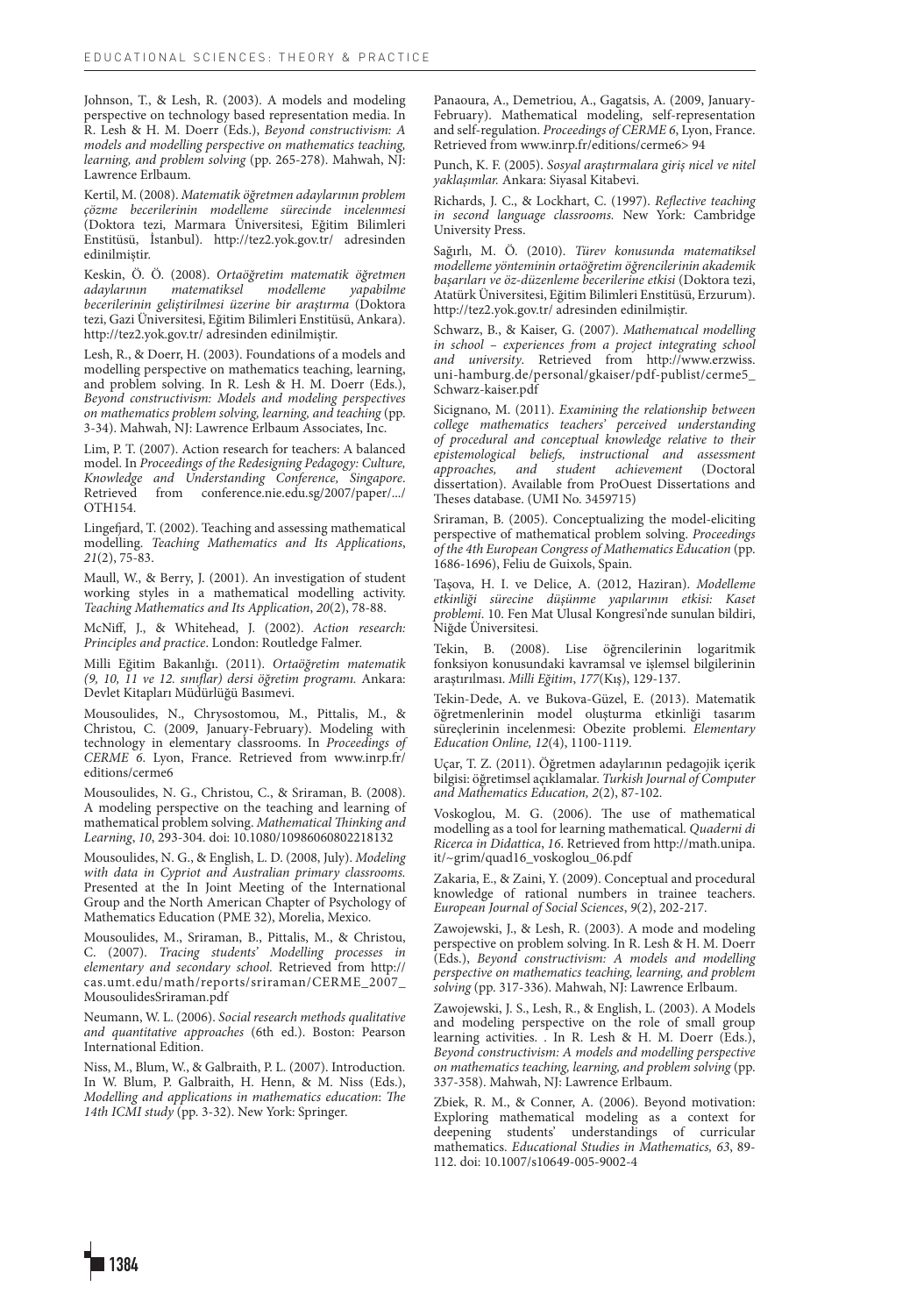Johnson, T., & Lesh, R. (2003). A models and modeling perspective on technology based representation media. In R. Lesh & H. M. Doerr (Eds.), *Beyond constructivism: A models and modelling perspective on mathematics teaching, learning, and problem solving* (pp. 265-278). Mahwah, NJ: Lawrence Erlbaum.

Kertil, M. (2008). *Matematik öğretmen adaylarının problem çözme becerilerinin modelleme sürecinde incelenmesi* (Doktora tezi, Marmara Üniversitesi, Eğitim Bilimleri Enstitüsü, İstanbul). http://tez2.yok.gov.tr/ adresinden edinilmiştir.

Keskin, Ö. Ö. (2008). *Ortaöğretim matematik öğretmen adaylarının matematiksel modelleme yapabilme becerilerinin geliştirilmesi üzerine bir araştırma* (Doktora tezi, Gazi Üniversitesi, Eğitim Bilimleri Enstitüsü, Ankara). http://tez2.yok.gov.tr/ adresinden edinilmiştir.

Lesh, R., & Doerr, H. (2003). Foundations of a models and modelling perspective on mathematics teaching, learning, and problem solving. In R. Lesh & H. M. Doerr (Eds.), *Beyond constructivism: Models and modeling perspectives on mathematics problem solving, learning, and teaching* (pp. 3-34). Mahwah, NJ: Lawrence Erlbaum Associates, Inc.

Lim, P. T. (2007). Action research for teachers: A balanced model. In *Proceedings of the Redesigning Pedagogy: Culture, Knowledge and Understanding Conference, Singapore*. Retrieved from conference.nie.edu.sg/2007/paper/.../OTH154.

Lingefjard, T. (2002). Teaching and assessing mathematical modelling. *Teaching Mathematics and Its Applications*, *21*(2), 75-83.

Maull, W., & Berry, J. (2001). An investigation of student working styles in a mathematical modelling activity. *Teaching Mathematics and Its Application*, *20*(2), 78-88.

McNiff, J., & Whitehead, J. (2002). *Action research: Principles and practice*. London: Routledge Falmer.

Milli Eğitim Bakanlığı. (2011). *Ortaöğretim matematik (9, 10, 11 ve 12. sınıflar) dersi öğretim programı.* Ankara: Devlet Kitapları Müdürlüğü Basımevi.

Mousoulides, N., Chrysostomou, M., Pittalis, M., & Christou, C. (2009, January-February). Modeling with technology in elementary classrooms. In *Proceedings of CERME 6*. Lyon, France. Retrieved from www.inrp.fr/editions/cerme6

Mousoulides, N. G., Christou, C., & Sriraman, B. (2008). A modeling perspective on the teaching and learning of mathematical problem solving. *Mathematical Thinking and Learning*, *10*, 293-304. doi: 10.1080/10986060802218132

Mousoulides, N. G., & English, L. D. (2008, July). *Modeling with data in Cypriot and Australian primary classrooms.* Presented at the In Joint Meeting of the International Group and the North American Chapter of Psychology of Mathematics Education (PME 32), Morelia, Mexico.

Mousoulides, M., Sriraman, B., Pittalis, M., & Christou, C. (2007). *Tracing students' Modelling processes in elementary and secondary school*. Retrieved from http://cas.umt.edu/math/reports/sriraman/CERME_2007_MousoulidesSriraman.pdf

Neumann, W. L. (2006). *Social research methods qualitative and quantitative approaches* (6th ed.). Boston: Pearson International Edition.

Niss, M., Blum, W., & Galbraith, P. L. (2007). Introduction. In W. Blum, P. Galbraith, H. Henn, & M. Niss (Eds.), *Modelling and applications in mathematics education*: *The 14th ICMI study* (pp. 3-32). New York: Springer.

Panaoura, A., Demetriou, A., Gagatsis, A. (2009, January-February). Mathematical modeling, self-representation and self-regulation. *Proceedings of CERME 6*, Lyon, France. Retrieved from www.inrp.fr/editions/cerme6> 94

Punch, K. F. (2005). *Sosyal araştırmalara giriş nicel ve nitel yaklaşımlar.* Ankara: Siyasal Kitabevi.

Richards, J. C., & Lockhart, C. (1997). *Reflective teaching in second language classrooms.* New York: Cambridge University Press.

Sağırlı, M. Ö. (2010). *Türev konusunda matematiksel modelleme yönteminin ortaöğretim öğrencilerinin akademik başarıları ve öz-düzenleme becerilerine etkisi* (Doktora tezi, Atatürk Üniversitesi, Eğitim Bilimleri Enstitüsü, Erzurum). http://tez2.yok.gov.tr/ adresinden edinilmiştir.

Schwarz, B., & Kaiser, G. (2007). *Mathematıcal modelling in school – experiences from a project integrating school and university.* Retrieved from http://www.erzwiss.uni-hamburg.de/personal/gkaiser/pdf-publist/cerme5_Schwarz-kaiser.pdf

Sicignano, M. (2011). *Examining the relationship between college mathematics teachers' perceived understanding of procedural and conceptual knowledge relative to their epistemological beliefs, instructional and assessment approaches, and student achievement* (Doctoral dissertation). Available from ProOuest Dissertations and Theses database. (UMI No. 3459715)

Sriraman, B. (2005). Conceptualizing the model-eliciting perspective of mathematical problem solving. *Proceedings of the 4th European Congress of Mathematics Education* (pp. 1686-1696), Feliu de Guixols, Spain.

Taşova, H. I. ve Delice, A. (2012, Haziran). *Modelleme etkinliği sürecine düşünme yapılarının etkisi: Kaset problemi*. 10. Fen Mat Ulusal Kongresi'nde sunulan bildiri, Niğde Üniversitesi.

Tekin, B. (2008). Lise öğrencilerinin logaritmik fonksiyon konusundaki kavramsal ve işlemsel bilgilerinin araştırılması. *Milli Eğitim*, *177*(Kış), 129-137.

Tekin-Dede, A. ve Bukova-Güzel, E. (2013). Matematik öğretmenlerinin model oluşturma etkinliği tasarım süreçlerinin incelenmesi: Obezite problemi. *Elementary Education Online, 12*(4), 1100-1119.

Uçar, T. Z. (2011). Öğretmen adaylarının pedagojik içerik bilgisi: öğretimsel açıklamalar. *Turkish Journal of Computer and Mathematics Education, 2*(2), 87-102.

Voskoglou, M. G. (2006). The use of mathematical modelling as a tool for learning mathematical. *Quaderni di Ricerca in Didattica*, *16*. Retrieved from http://math.unipa.it/~grim/quad16_voskoglou_06.pdf

Zakaria, E., & Zaini, Y. (2009). Conceptual and procedural knowledge of rational numbers in trainee teachers. *European Journal of Social Sciences*, *9*(2), 202-217.

Zawojewski, J., & Lesh, R. (2003). A mode and modeling perspective on problem solving. In R. Lesh & H. M. Doerr (Eds.), *Beyond constructivism: A models and modelling perspective on mathematics teaching, learning, and problem solving* (pp. 317-336). Mahwah, NJ: Lawrence Erlbaum.

Zawojewski, J. S., Lesh, R., & English, L. (2003). A Models and modeling perspective on the role of small group learning activities. . In R. Lesh & H. M. Doerr (Eds.), *Beyond constructivism: A models and modelling perspective on mathematics teaching, learning, and problem solving* (pp. 337-358). Mahwah, NJ: Lawrence Erlbaum.

Zbiek, R. M., & Conner, A. (2006). Beyond motivation: Exploring mathematical modeling as a context for deepening students' understandings of curricular mathematics. *Educational Studies in Mathematics, 63*, 89-112. doi: 10.1007/s10649-005-9002-4